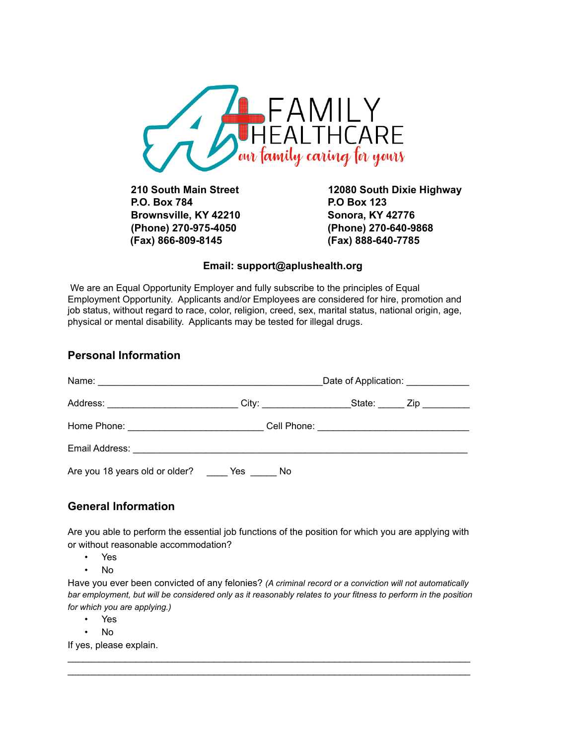A+ FAMILY HEALTHCARE
*our family caring for yours*

**210 South Main Street**
**P.O. Box 784**
**Brownsville, KY 42210**
**(Phone) 270-975-4050**
**(Fax) 866-809-8145**

**12080 South Dixie Highway**
**P.O Box 123**
**Sonora, KY 42776**
**(Phone) 270-640-9868**
**(Fax) 888-640-7785**

**Email: support@aplushealth.org**

We are an Equal Opportunity Employer and fully subscribe to the principles of Equal Employment Opportunity. Applicants and/or Employees are considered for hire, promotion and job status, without regard to race, color, religion, creed, sex, marital status, national origin, age, physical or mental disability. Applicants may be tested for illegal drugs.

## Personal Information

Name: ___________________________________________Date of Application: ____________

Address: _________________________ City: _________________State: _____ Zip _________

Home Phone: __________________________ Cell Phone: _____________________________

Email Address: _______________________________________________________________

Are you 18 years old or older? ____ Yes _____ No

## General Information

Are you able to perform the essential job functions of the position for which you are applying with or without reasonable accommodation?

- Yes
- No

Have you ever been convicted of any felonies? *(A criminal record or a conviction will not automatically bar employment, but will be considered only as it reasonably relates to your fitness to perform in the position for which you are applying.)*

- Yes
- No

If yes, please explain.

_____________________________________________________________________________

_____________________________________________________________________________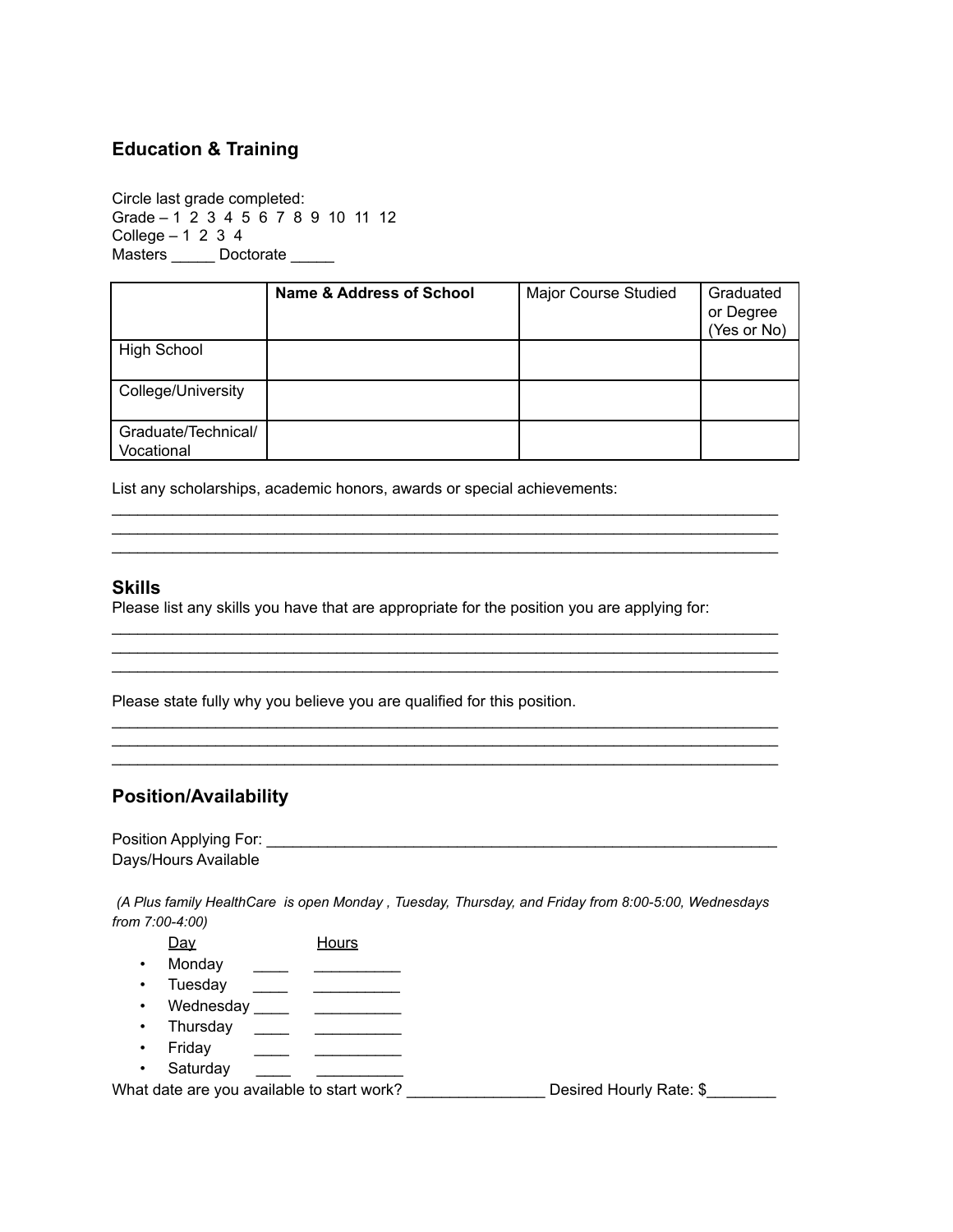## Education & Training

Circle last grade completed:
Grade – 1 2 3 4 5 6 7 8 9 10 11 12
College – 1 2 3 4
Masters _____ Doctorate _____

| | **Name & Address of School** | Major Course Studied | Graduated or Degree (Yes or No) |
|---|---|---|---|
| High School | | | |
| College/University | | | |
| Graduate/Technical/ Vocational | | | |

List any scholarships, academic honors, awards or special achievements:
_______________________________________________________________________________
_______________________________________________________________________________
_______________________________________________________________________________

## Skills

Please list any skills you have that are appropriate for the position you are applying for:
_______________________________________________________________________________
_______________________________________________________________________________
_______________________________________________________________________________

Please state fully why you believe you are qualified for this position.
_______________________________________________________________________________
_______________________________________________________________________________
_______________________________________________________________________________

## Position/Availability

Position Applying For: ____________________________________________________________
Days/Hours Available

*(A Plus family HealthCare is open Monday , Tuesday, Thursday, and Friday from 8:00-5:00, Wednesdays from 7:00-4:00)*

Day Hours

- Monday ____ __________
- Tuesday ____ __________
- Wednesday ____ __________
- Thursday ____ __________
- Friday ____ __________
- Saturday ____ __________

What date are you available to start work? ________________ Desired Hourly Rate: $________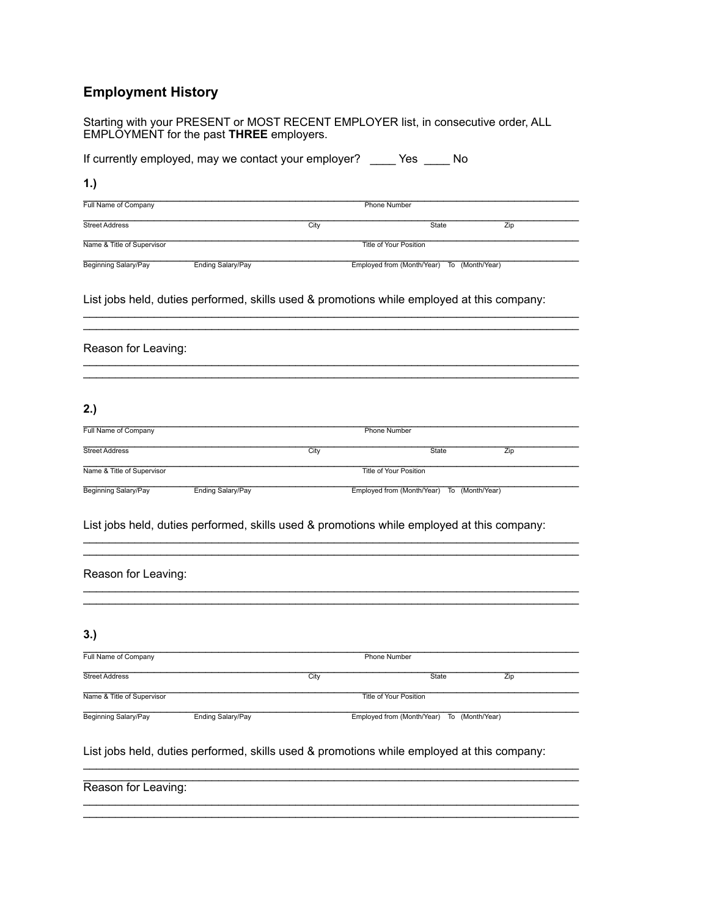## Employment History

Starting with your PRESENT or MOST RECENT EMPLOYER list, in consecutive order, ALL EMPLOYMENT for the past **THREE** employers.

If currently employed, may we contact your employer? ____ Yes ____ No

**1.)**

________________________________________________________________________________
Full Name of Company                                                                      Phone Number

________________________________________________________________________________
Street Address                                                    City                              State                    Zip

________________________________________________________________________________
Name & Title of Supervisor                                                            Title of Your Position

________________________________________________________________________________
Beginning Salary/Pay                    Ending Salary/Pay                          Employed from (Month/Year)    To    (Month/Year)

List jobs held, duties performed, skills used & promotions while employed at this company:

________________________________________________________________________________
________________________________________________________________________________

Reason for Leaving:

________________________________________________________________________________
________________________________________________________________________________

**2.)**

________________________________________________________________________________
Full Name of Company                                                                      Phone Number

________________________________________________________________________________
Street Address                                                    City                              State                    Zip

________________________________________________________________________________
Name & Title of Supervisor                                                            Title of Your Position

________________________________________________________________________________
Beginning Salary/Pay                    Ending Salary/Pay                          Employed from (Month/Year)    To    (Month/Year)

List jobs held, duties performed, skills used & promotions while employed at this company:

________________________________________________________________________________
________________________________________________________________________________

Reason for Leaving:

________________________________________________________________________________
________________________________________________________________________________

**3.)**

________________________________________________________________________________
Full Name of Company                                                                      Phone Number

________________________________________________________________________________
Street Address                                                    City                              State                    Zip

________________________________________________________________________________
Name & Title of Supervisor                                                            Title of Your Position

________________________________________________________________________________
Beginning Salary/Pay                    Ending Salary/Pay                          Employed from (Month/Year)    To    (Month/Year)

List jobs held, duties performed, skills used & promotions while employed at this company:

________________________________________________________________________________
________________________________________________________________________________

Reason for Leaving:

________________________________________________________________________________
________________________________________________________________________________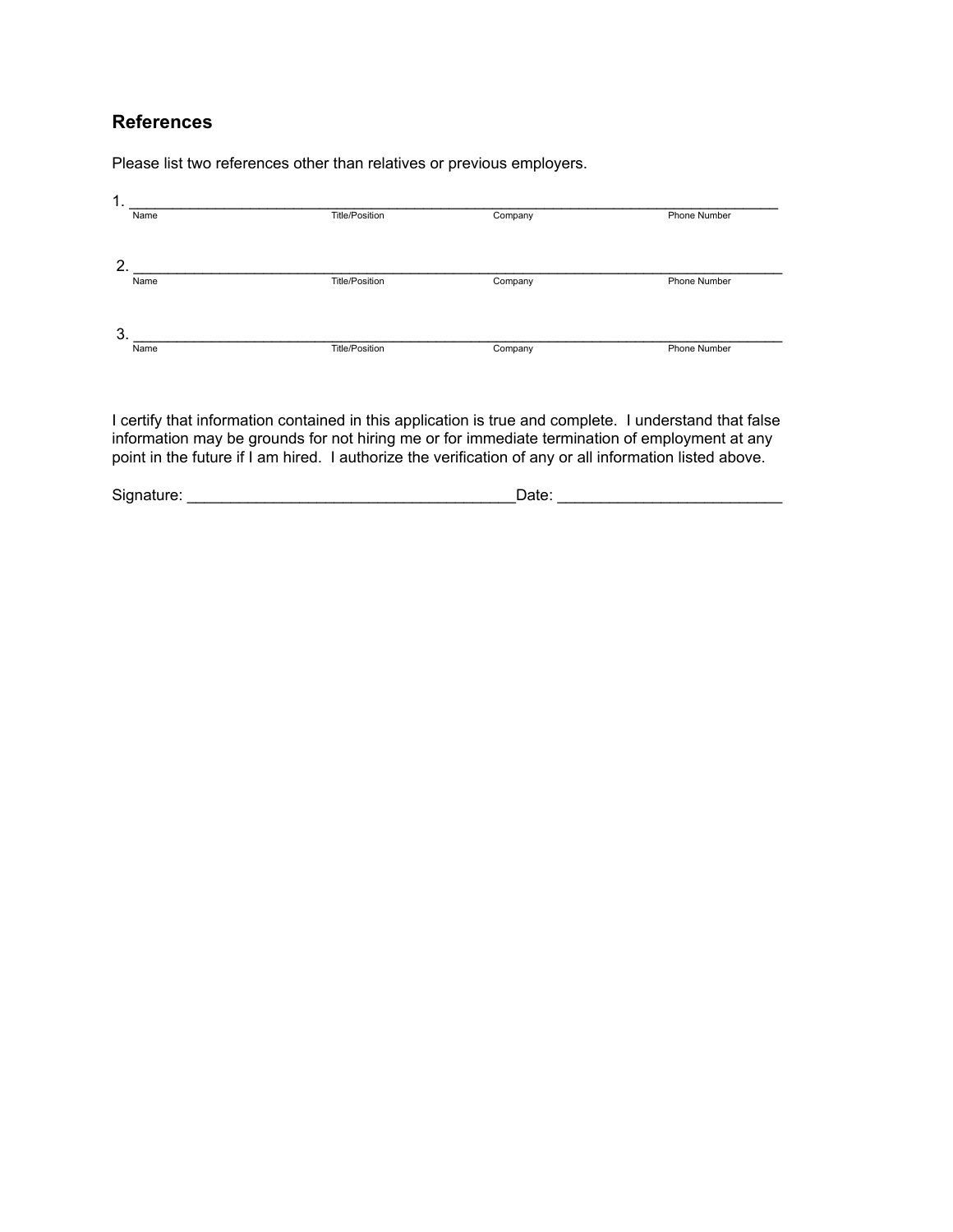## References

Please list two references other than relatives or previous employers.

1. ___________________________________________________________________________

Name　　　　　　　　Title/Position　　　　　　　　Company　　　　　　　　Phone Number

2. ___________________________________________________________________________

Name　　　　　　　　Title/Position　　　　　　　　Company　　　　　　　　Phone Number

3. ___________________________________________________________________________

Name　　　　　　　　Title/Position　　　　　　　　Company　　　　　　　　Phone Number

I certify that information contained in this application is true and complete. I understand that false information may be grounds for not hiring me or for immediate termination of employment at any point in the future if I am hired. I authorize the verification of any or all information listed above.

Signature: ______________________________________Date: _________________________